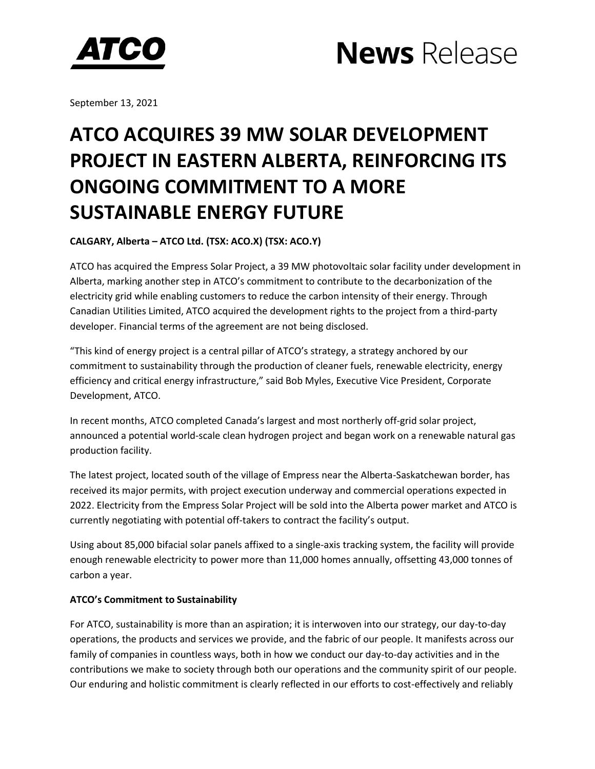ATCO

# News Release

September 13, 2021

# ATCO ACQUIRES 39 MW SOLAR DEVELOPMENT PROJECT IN EASTERN ALBERTA, REINFORCING ITS ONGOING COMMITMENT TO A MORE SUSTAINABLE ENERGY FUTURE

**CALGARY, Alberta – ATCO Ltd. (TSX: ACO.X) (TSX: ACO.Y)**

ATCO has acquired the Empress Solar Project, a 39 MW photovoltaic solar facility under development in Alberta, marking another step in ATCO's commitment to contribute to the decarbonization of the electricity grid while enabling customers to reduce the carbon intensity of their energy. Through Canadian Utilities Limited, ATCO acquired the development rights to the project from a third-party developer. Financial terms of the agreement are not being disclosed.

"This kind of energy project is a central pillar of ATCO's strategy, a strategy anchored by our commitment to sustainability through the production of cleaner fuels, renewable electricity, energy efficiency and critical energy infrastructure," said Bob Myles, Executive Vice President, Corporate Development, ATCO.

In recent months, ATCO completed Canada's largest and most northerly off-grid solar project, announced a potential world-scale clean hydrogen project and began work on a renewable natural gas production facility.

The latest project, located south of the village of Empress near the Alberta-Saskatchewan border, has received its major permits, with project execution underway and commercial operations expected in 2022. Electricity from the Empress Solar Project will be sold into the Alberta power market and ATCO is currently negotiating with potential off-takers to contract the facility's output.

Using about 85,000 bifacial solar panels affixed to a single-axis tracking system, the facility will provide enough renewable electricity to power more than 11,000 homes annually, offsetting 43,000 tonnes of carbon a year.

**ATCO's Commitment to Sustainability**

For ATCO, sustainability is more than an aspiration; it is interwoven into our strategy, our day-to-day operations, the products and services we provide, and the fabric of our people. It manifests across our family of companies in countless ways, both in how we conduct our day-to-day activities and in the contributions we make to society through both our operations and the community spirit of our people. Our enduring and holistic commitment is clearly reflected in our efforts to cost-effectively and reliably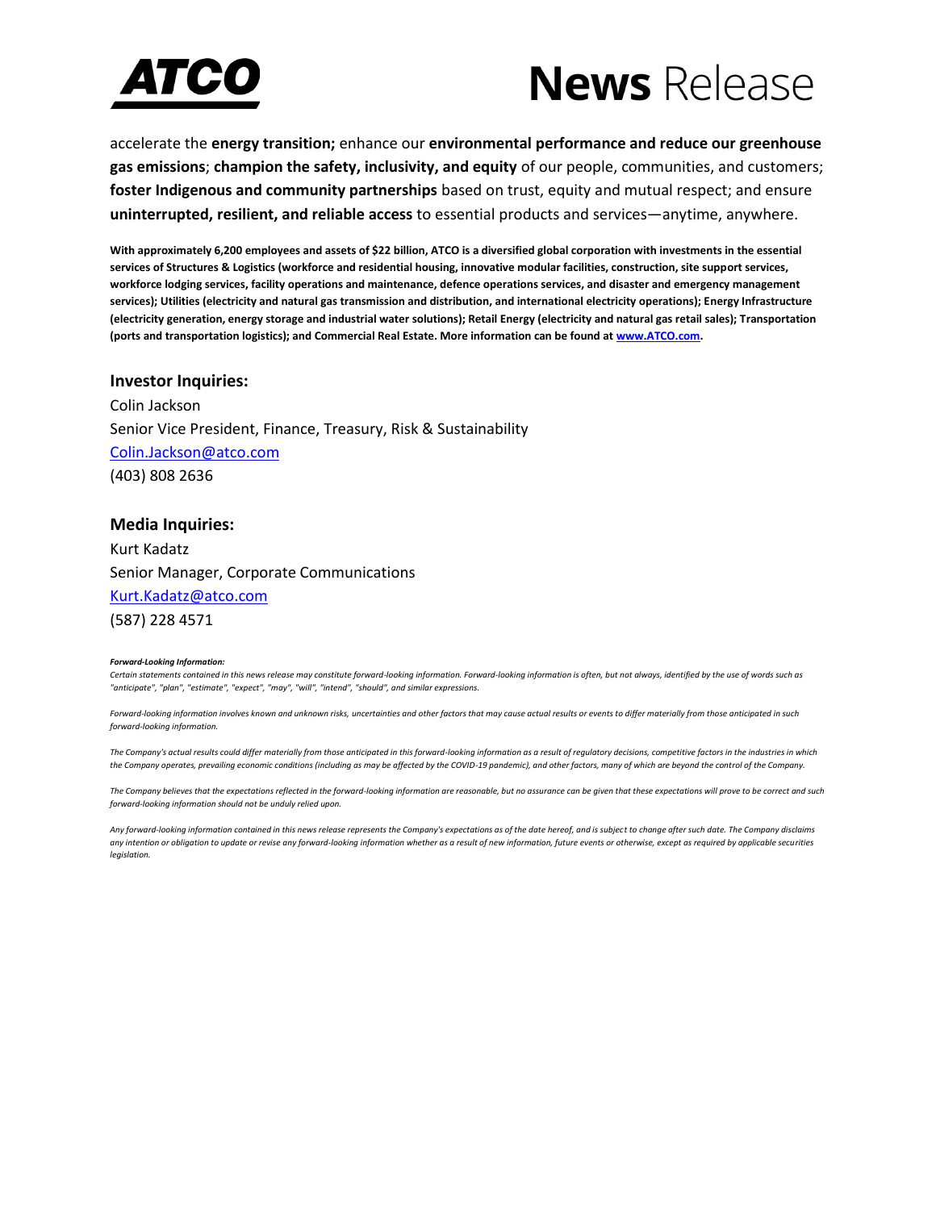accelerate the **energy transition;** enhance our **environmental performance and reduce our greenhouse gas emissions**; **champion the safety, inclusivity, and equity** of our people, communities, and customers; **foster Indigenous and community partnerships** based on trust, equity and mutual respect; and ensure **uninterrupted, resilient, and reliable access** to essential products and services—anytime, anywhere.

**With approximately 6,200 employees and assets of $22 billion, ATCO is a diversified global corporation with investments in the essential services of Structures & Logistics (workforce and residential housing, innovative modular facilities, construction, site support services, workforce lodging services, facility operations and maintenance, defence operations services, and disaster and emergency management services); Utilities (electricity and natural gas transmission and distribution, and international electricity operations); Energy Infrastructure (electricity generation, energy storage and industrial water solutions); Retail Energy (electricity and natural gas retail sales); Transportation (ports and transportation logistics); and Commercial Real Estate. More information can be found at [www.ATCO.com](http://www.ATCO.com).**

### Investor Inquiries:

Colin Jackson
Senior Vice President, Finance, Treasury, Risk & Sustainability
[Colin.Jackson@atco.com](mailto:Colin.Jackson@atco.com)
(403) 808 2636

### Media Inquiries:

Kurt Kadatz
Senior Manager, Corporate Communications
[Kurt.Kadatz@atco.com](mailto:Kurt.Kadatz@atco.com)
(587) 228 4571

***Forward-Looking Information:***

*Certain statements contained in this news release may constitute forward-looking information. Forward-looking information is often, but not always, identified by the use of words such as "anticipate", "plan", "estimate", "expect", "may", "will", "intend", "should", and similar expressions.*

*Forward-looking information involves known and unknown risks, uncertainties and other factors that may cause actual results or events to differ materially from those anticipated in such forward-looking information.*

*The Company's actual results could differ materially from those anticipated in this forward-looking information as a result of regulatory decisions, competitive factors in the industries in which the Company operates, prevailing economic conditions (including as may be affected by the COVID-19 pandemic), and other factors, many of which are beyond the control of the Company.*

*The Company believes that the expectations reflected in the forward-looking information are reasonable, but no assurance can be given that these expectations will prove to be correct and such forward-looking information should not be unduly relied upon.*

*Any forward-looking information contained in this news release represents the Company's expectations as of the date hereof, and is subject to change after such date. The Company disclaims any intention or obligation to update or revise any forward-looking information whether as a result of new information, future events or otherwise, except as required by applicable securities legislation.*